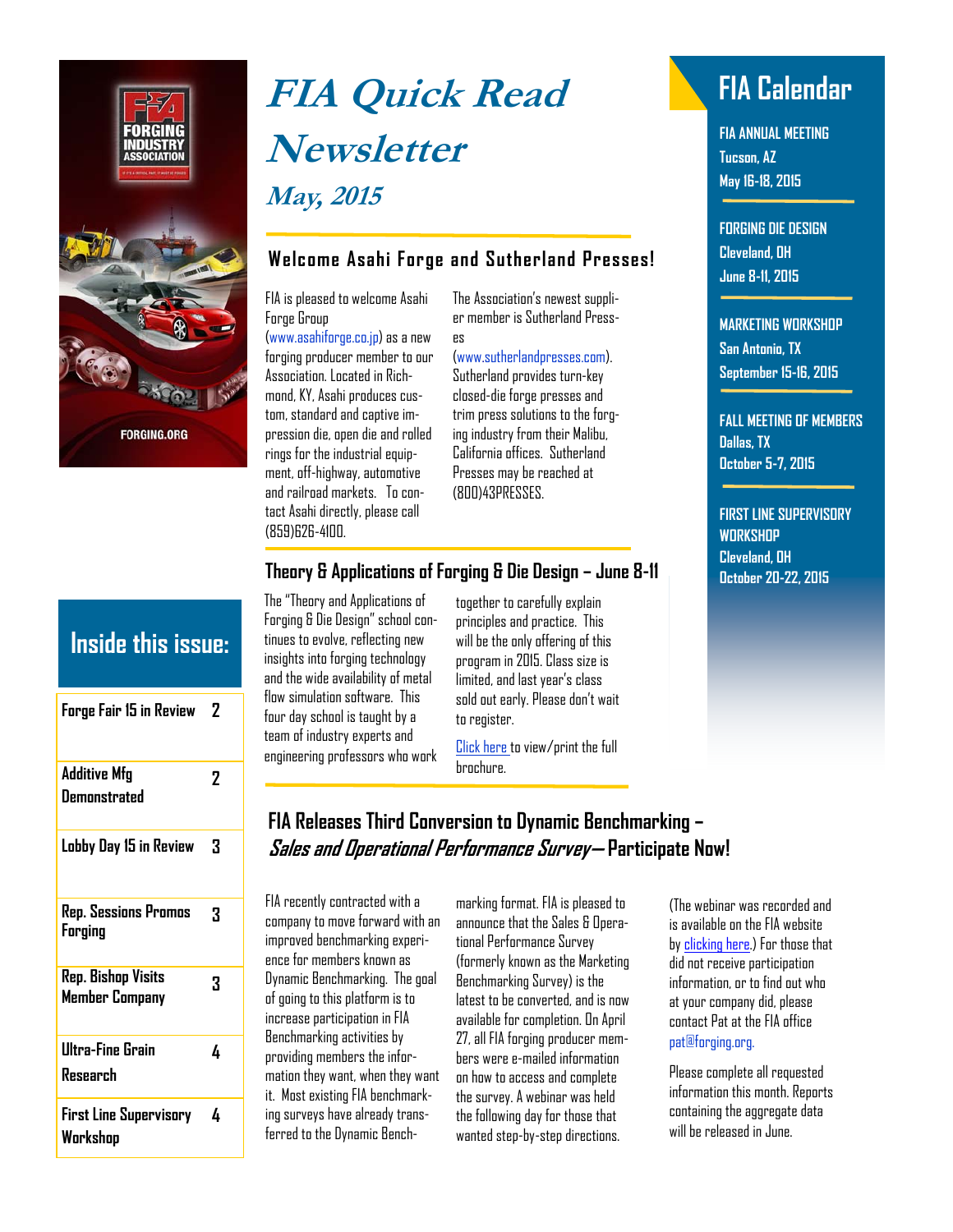# FIA Quick Read Newsletter

## *May, 2015*

## Welcome Asahi Forge and Sutherland Presses!

FIA is pleased to welcome Asahi Forge Group (www.asahiforge.co.jp) as a new forging producer member to our Association. Located in Richmond, KY, Asahi produces custom, standard and captive impression die, open die and rolled rings for the industrial equipment, off-highway, automotive and railroad markets. To contact Asahi directly, please call (859)626-4100.

The Association's newest supplier member is Sutherland Presses (www.sutherlandpresses.com). Sutherland provides turn-key closed-die forge presses and trim press solutions to the forging industry from their Malibu, California offices. Sutherland Presses may be reached at (800)43PRESSES.

## Theory & Applications of Forging & Die Design – June 8-11

The "Theory and Applications of Forging & Die Design" school continues to evolve, reflecting new insights into forging technology and the wide availability of metal flow simulation software. This four day school is taught by a team of industry experts and engineering professors who work together to carefully explain principles and practice. This will be the only offering of this program in 2015. Class size is limited, and last year's class sold out early. Please don't wait to register.

Click here to view/print the full brochure.

## FIA Releases Third Conversion to Dynamic Benchmarking – *Sales and Operational Performance Survey*— Participate Now!

FIA recently contracted with a company to move forward with an improved benchmarking experience for members known as Dynamic Benchmarking. The goal of going to this platform is to increase participation in FIA Benchmarking activities by providing members the information they want, when they want it. Most existing FIA benchmarking surveys have already transferred to the Dynamic Benchmarking format. FIA is pleased to announce that the Sales & Operational Performance Survey (formerly known as the Marketing Benchmarking Survey) is the latest to be converted, and is now available for completion. On April 27, all FIA forging producer members were e-mailed information on how to access and complete the survey. A webinar was held the following day for those that wanted step-by-step directions.

(The webinar was recorded and is available on the FIA website by clicking here.) For those that did not receive participation information, or to find out who at your company did, please contact Pat at the FIA office pat@forging.org.

Please complete all requested information this month. Reports containing the aggregate data will be released in June.

## Inside this issue:

| | |
|---|---|
| Forge Fair 15 in Review | 2 |
| Additive Mfg Demonstrated | 2 |
| Lobby Day 15 in Review | 3 |
| Rep. Sessions Promos Forging | 3 |
| Rep. Bishop Visits Member Company | 3 |
| Ultra-Fine Grain Research | 4 |
| First Line Supervisory Workshop | 4 |

## FIA Calendar

**FIA ANNUAL MEETING**
Tucson, AZ
May 16-18, 2015

**FORGING DIE DESIGN**
Cleveland, OH
June 8-11, 2015

**MARKETING WORKSHOP**
San Antonio, TX
September 15-16, 2015

**FALL MEETING OF MEMBERS**
Dallas, TX
October 5-7, 2015

**FIRST LINE SUPERVISORY WORKSHOP**
Cleveland, OH
October 20-22, 2015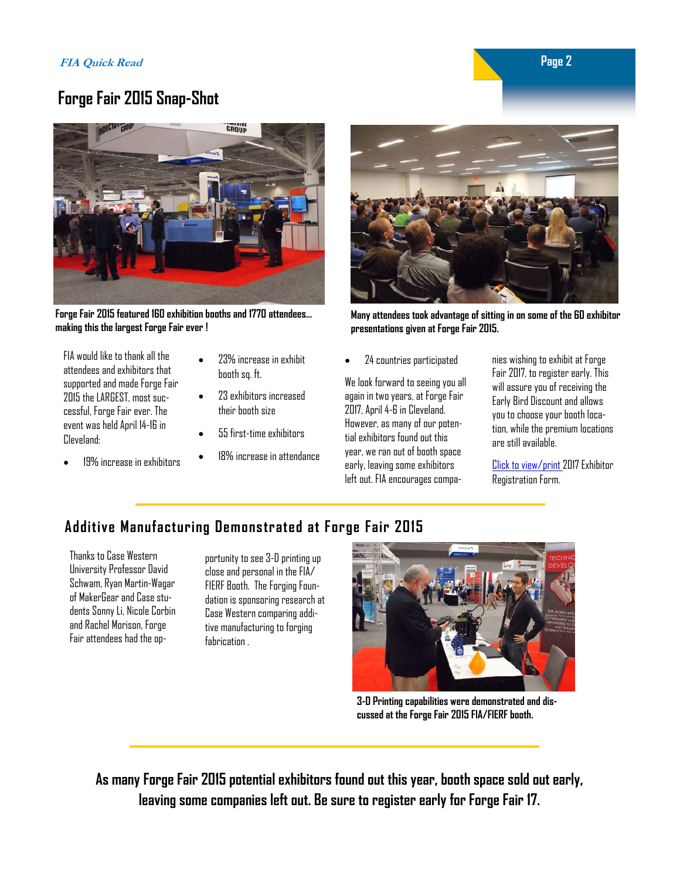## Forge Fair 2015 Snap-Shot

**Forge Fair 2015 featured 160 exhibition booths and 1770 attendees... making this the largest Forge Fair ever !**

**Many attendees took advantage of sitting in on some of the 60 exhibitor presentations given at Forge Fair 2015.**

FIA would like to thank all the attendees and exhibitors that supported and made Forge Fair 2015 the LARGEST, most successful, Forge Fair ever. The event was held April 14-16 in Cleveland:

- 19% increase in exhibitors
- 23% increase in exhibit booth sq. ft.
- 23 exhibitors increased their booth size
- 55 first-time exhibitors
- 18% increase in attendance
- 24 countries participated

We look forward to seeing you all again in two years, at Forge Fair 2017, April 4-6 in Cleveland. However, as many of our potential exhibitors found out this year, we ran out of booth space early, leaving some exhibitors left out. FIA encourages companies wishing to exhibit at Forge Fair 2017, to register early. This will assure you of receiving the Early Bird Discount and allows you to choose your booth location, while the premium locations are still available.

Click to view/print 2017 Exhibitor Registration Form.

## Additive Manufacturing Demonstrated at Forge Fair 2015

Thanks to Case Western University Professor David Schwam, Ryan Martin-Wagar of MakerGear and Case students Sonny Li, Nicole Corbin and Rachel Morison, Forge Fair attendees had the opportunity to see 3-D printing up close and personal in the FIA/FIERF Booth. The Forging Foundation is sponsoring research at Case Western comparing additive manufacturing to forging fabrication .

**3-D Printing capabilities were demonstrated and discussed at the Forge Fair 2015 FIA/FIERF booth.**

**As many Forge Fair 2015 potential exhibitors found out this year, booth space sold out early, leaving some companies left out. Be sure to register early for Forge Fair 17.**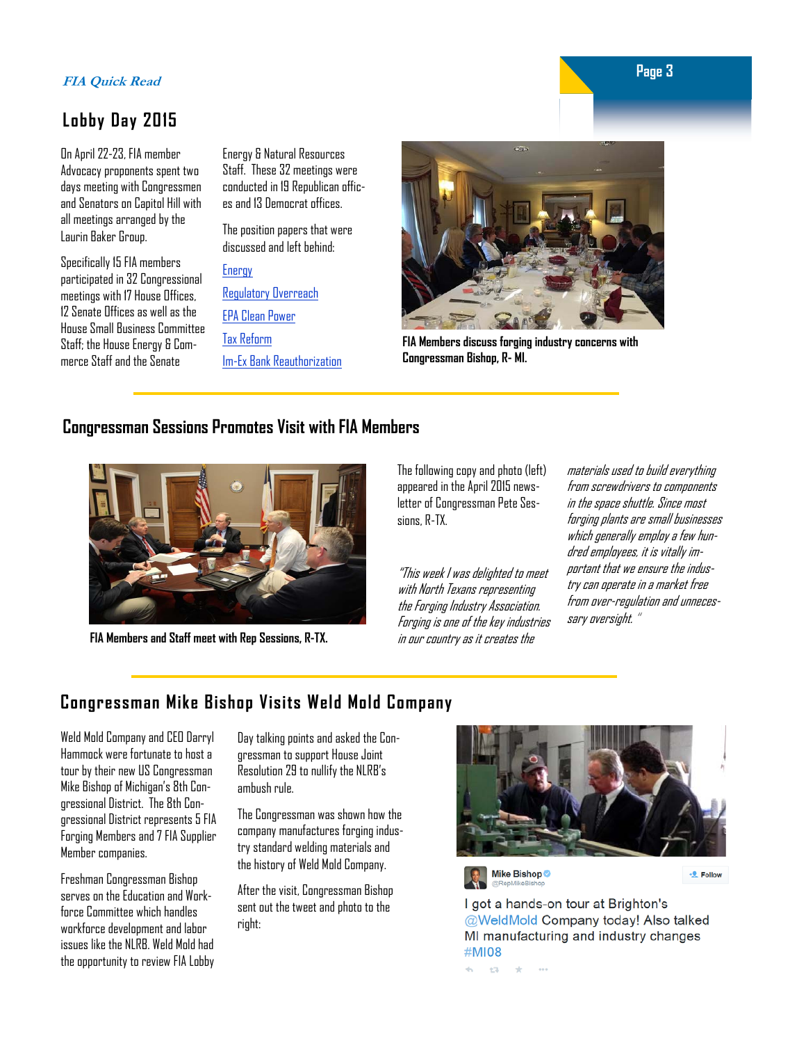## Lobby Day 2015

On April 22-23, FIA member Advocacy proponents spent two days meeting with Congressmen and Senators on Capitol Hill with all meetings arranged by the Laurin Baker Group.

Specifically 15 FIA members participated in 32 Congressional meetings with 17 House Offices, 12 Senate Offices as well as the House Small Business Committee Staff; the House Energy & Commerce Staff and the Senate Energy & Natural Resources Staff. These 32 meetings were conducted in 19 Republican offices and 13 Democrat offices.

The position papers that were discussed and left behind:

- Energy
- Regulatory Overreach
- EPA Clean Power
- Tax Reform
- Im-Ex Bank Reauthorization

FIA Members discuss forging industry concerns with Congressman Bishop, R- MI.

## Congressman Sessions Promotes Visit with FIA Members

FIA Members and Staff meet with Rep Sessions, R-TX.

The following copy and photo (left) appeared in the April 2015 newsletter of Congressman Pete Sessions, R-TX.

*"This week I was delighted to meet with North Texans representing the Forging Industry Association. Forging is one of the key industries in our country as it creates the materials used to build everything from screwdrivers to components in the space shuttle. Since most forging plants are small businesses which generally employ a few hundred employees, it is vitally important that we ensure the industry can operate in a market free from over-regulation and unnecessary oversight. "*

## Congressman Mike Bishop Visits Weld Mold Company

Weld Mold Company and CEO Darryl Hammock were fortunate to host a tour by their new US Congressman Mike Bishop of Michigan's 8th Congressional District. The 8th Congressional District represents 5 FIA Forging Members and 7 FIA Supplier Member companies.

Freshman Congressman Bishop serves on the Education and Workforce Committee which handles workforce development and labor issues like the NLRB. Weld Mold had the opportunity to review FIA Lobby Day talking points and asked the Congressman to support House Joint Resolution 29 to nullify the NLRB's ambush rule.

The Congressman was shown how the company manufactures forging industry standard welding materials and the history of Weld Mold Company.

After the visit, Congressman Bishop sent out the tweet and photo to the right:

Mike Bishop @RepMikeBishop

Follow

I got a hands-on tour at Brighton's @WeldMold Company today! Also talked MI manufacturing and industry changes #MI08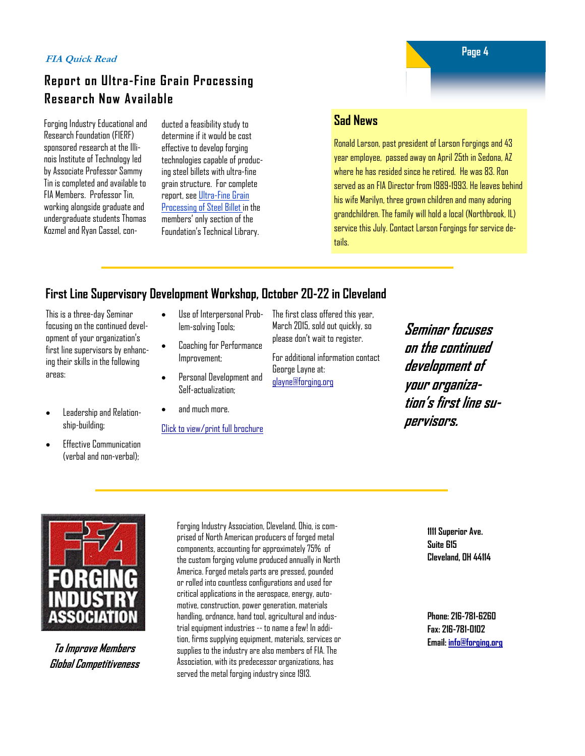*FIA Quick Read*

## Report on Ultra-Fine Grain Processing Research Now Available

Forging Industry Educational and Research Foundation (FIERF) sponsored research at the Illinois Institute of Technology led by Associate Professor Sammy Tin is completed and available to FIA Members. Professor Tin, working alongside graduate and undergraduate students Thomas Kozmel and Ryan Cassel, conducted a feasibility study to determine if it would be cost effective to develop forging technologies capable of producing steel billets with ultra-fine grain structure. For complete report, see Ultra-Fine Grain Processing of Steel Billet in the members' only section of the Foundation's Technical Library.

## Sad News

Ronald Larson, past president of Larson Forgings and 43 year employee, passed away on April 25th in Sedona, AZ where he has resided since he retired. He was 83. Ron served as an FIA Director from 1989-1993. He leaves behind his wife Marilyn, three grown children and many adoring grandchildren. The family will hold a local (Northbrook, IL) service this July. Contact Larson Forgings for service details.

## First Line Supervisory Development Workshop, October 20-22 in Cleveland

This is a three-day Seminar focusing on the continued development of your organization's first line supervisors by enhancing their skills in the following areas:

- Leadership and Relationship-building;
- Effective Communication (verbal and non-verbal);
- Use of Interpersonal Problem-solving Tools;
- Coaching for Performance Improvement;
- Personal Development and Self-actualization;
- and much more.

Click to view/print full brochure

The first class offered this year, March 2015, sold out quickly, so please don't wait to register.

For additional information contact George Layne at: glayne@forging.org

***Seminar focuses on the continued development of your organization's first line supervisors.***

FORGING INDUSTRY ASSOCIATION

***To Improve Members Global Competitiveness***

Forging Industry Association, Cleveland, Ohio, is comprised of North American producers of forged metal components, accounting for approximately 75% of the custom forging volume produced annually in North America. Forged metals parts are pressed, pounded or rolled into countless configurations and used for critical applications in the aerospace, energy, automotive, construction, power generation, materials handling, ordnance, hand tool, agricultural and industrial equipment industries -- to name a few! In addition, firms supplying equipment, materials, services or supplies to the industry are also members of FIA. The Association, with its predecessor organizations, has served the metal forging industry since 1913.

**1111 Superior Ave.**
**Suite 615**
**Cleveland, OH 44114**

**Phone: 216-781-6260**
**Fax: 216-781-0102**
**Email: info@forging.org**